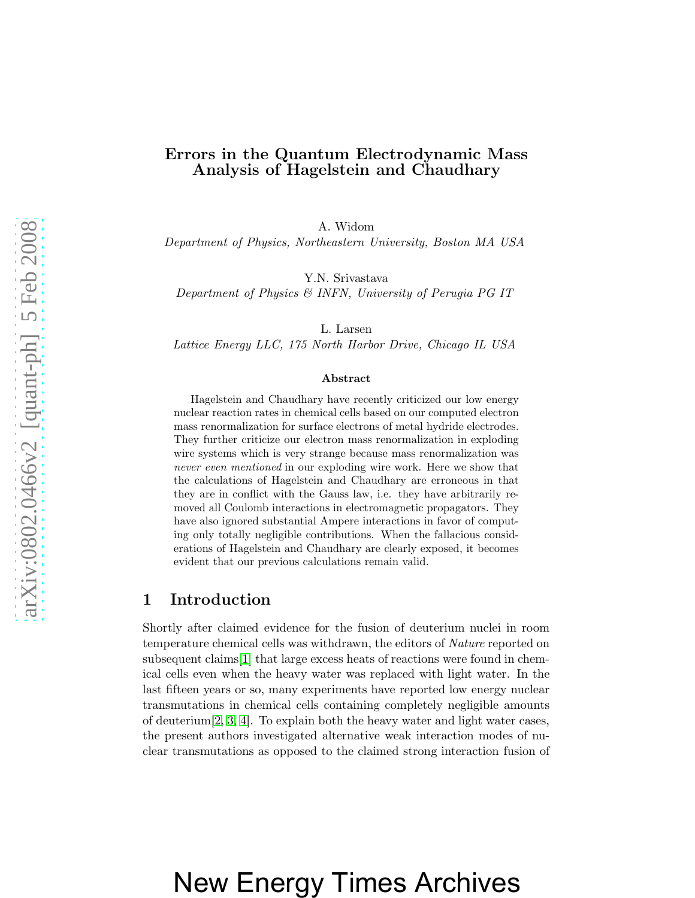# Errors in the Quantum Electrodynamic Mass Analysis of Hagelstein and Chaudhary

A. Widom
*Department of Physics, Northeastern University, Boston MA USA*

Y.N. Srivastava
*Department of Physics & INFN, University of Perugia PG IT*

L. Larsen
*Lattice Energy LLC, 175 North Harbor Drive, Chicago IL USA*

### Abstract

Hagelstein and Chaudhary have recently criticized our low energy nuclear reaction rates in chemical cells based on our computed electron mass renormalization for surface electrons of metal hydride electrodes. They further criticize our electron mass renormalization in exploding wire systems which is very strange because mass renormalization was *never even mentioned* in our exploding wire work. Here we show that the calculations of Hagelstein and Chaudhary are erroneous in that they are in conflict with the Gauss law, i.e. they have arbitrarily removed all Coulomb interactions in electromagnetic propagators. They have also ignored substantial Ampere interactions in favor of computing only totally negligible contributions. When the fallacious considerations of Hagelstein and Chaudhary are clearly exposed, it becomes evident that our previous calculations remain valid.

## 1 Introduction

Shortly after claimed evidence for the fusion of deuterium nuclei in room temperature chemical cells was withdrawn, the editors of *Nature* reported on subsequent claims[1] that large excess heats of reactions were found in chemical cells even when the heavy water was replaced with light water. In the last fifteen years or so, many experiments have reported low energy nuclear transmutations in chemical cells containing completely negligible amounts of deuterium[2, 3, 4]. To explain both the heavy water and light water cases, the present authors investigated alternative weak interaction modes of nuclear transmutations as opposed to the claimed strong interaction fusion of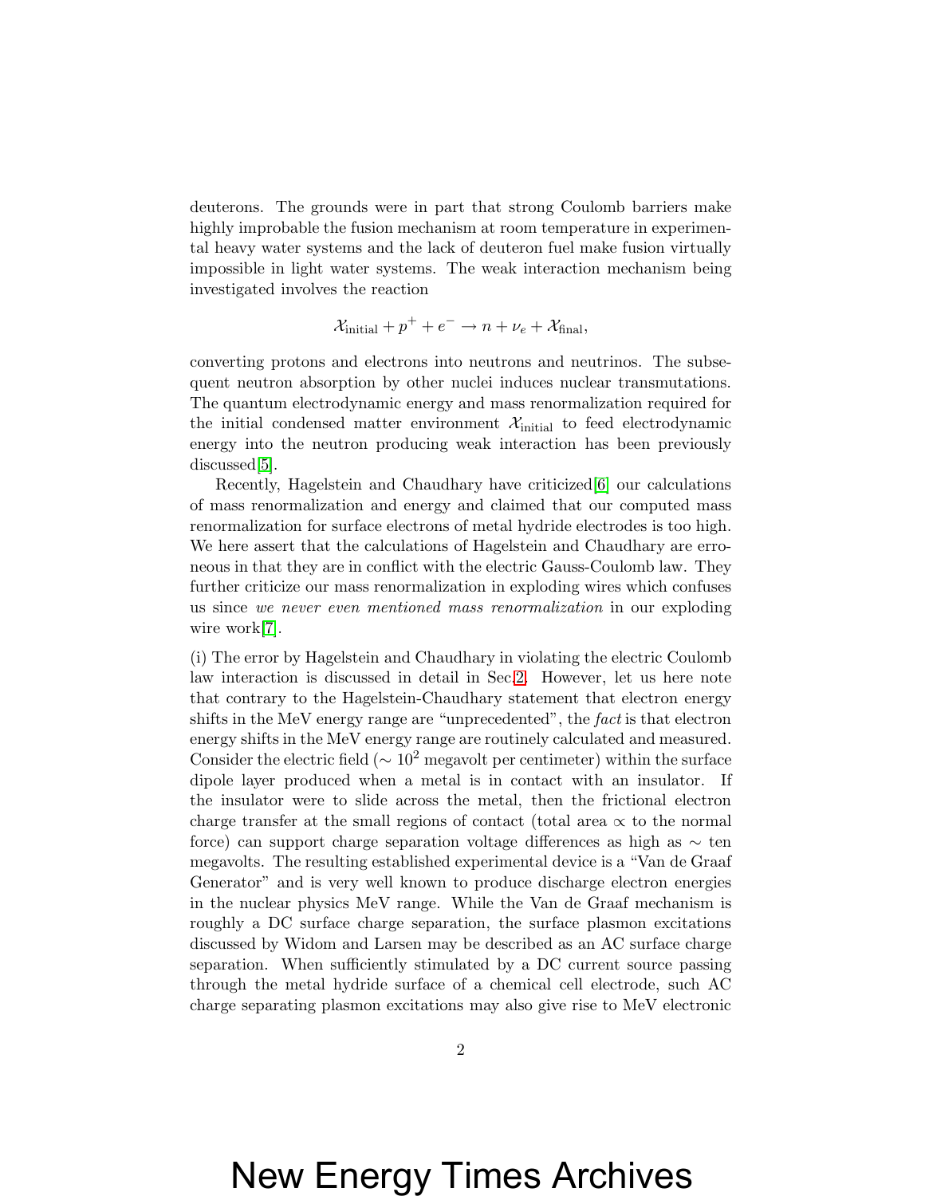deuterons. The grounds were in part that strong Coulomb barriers make highly improbable the fusion mechanism at room temperature in experimental heavy water systems and the lack of deuteron fuel make fusion virtually impossible in light water systems. The weak interaction mechanism being investigated involves the reaction

$$\mathcal{X}_{\rm initial} + p^+ + e^- \to n + \nu_e + \mathcal{X}_{\rm final},$$

converting protons and electrons into neutrons and neutrinos. The subsequent neutron absorption by other nuclei induces nuclear transmutations. The quantum electrodynamic energy and mass renormalization required for the initial condensed matter environment $\mathcal{X}_{\rm initial}$ to feed electrodynamic energy into the neutron producing weak interaction has been previously discussed[5].

Recently, Hagelstein and Chaudhary have criticized[6] our calculations of mass renormalization and energy and claimed that our computed mass renormalization for surface electrons of metal hydride electrodes is too high. We here assert that the calculations of Hagelstein and Chaudhary are erroneous in that they are in conflict with the electric Gauss-Coulomb law. They further criticize our mass renormalization in exploding wires which confuses us since *we never even mentioned mass renormalization* in our exploding wire work[7].

(i) The error by Hagelstein and Chaudhary in violating the electric Coulomb law interaction is discussed in detail in Sec.2. However, let us here note that contrary to the Hagelstein-Chaudhary statement that electron energy shifts in the MeV energy range are "unprecedented", the *fact* is that electron energy shifts in the MeV energy range are routinely calculated and measured. Consider the electric field ($\sim 10^2$ megavolt per centimeter) within the surface dipole layer produced when a metal is in contact with an insulator. If the insulator were to slide across the metal, then the frictional electron charge transfer at the small regions of contact (total area $\propto$ to the normal force) can support charge separation voltage differences as high as $\sim$ ten megavolts. The resulting established experimental device is a "Van de Graaf Generator" and is very well known to produce discharge electron energies in the nuclear physics MeV range. While the Van de Graaf mechanism is roughly a DC surface charge separation, the surface plasmon excitations discussed by Widom and Larsen may be described as an AC surface charge separation. When sufficiently stimulated by a DC current source passing through the metal hydride surface of a chemical cell electrode, such AC charge separating plasmon excitations may also give rise to MeV electronic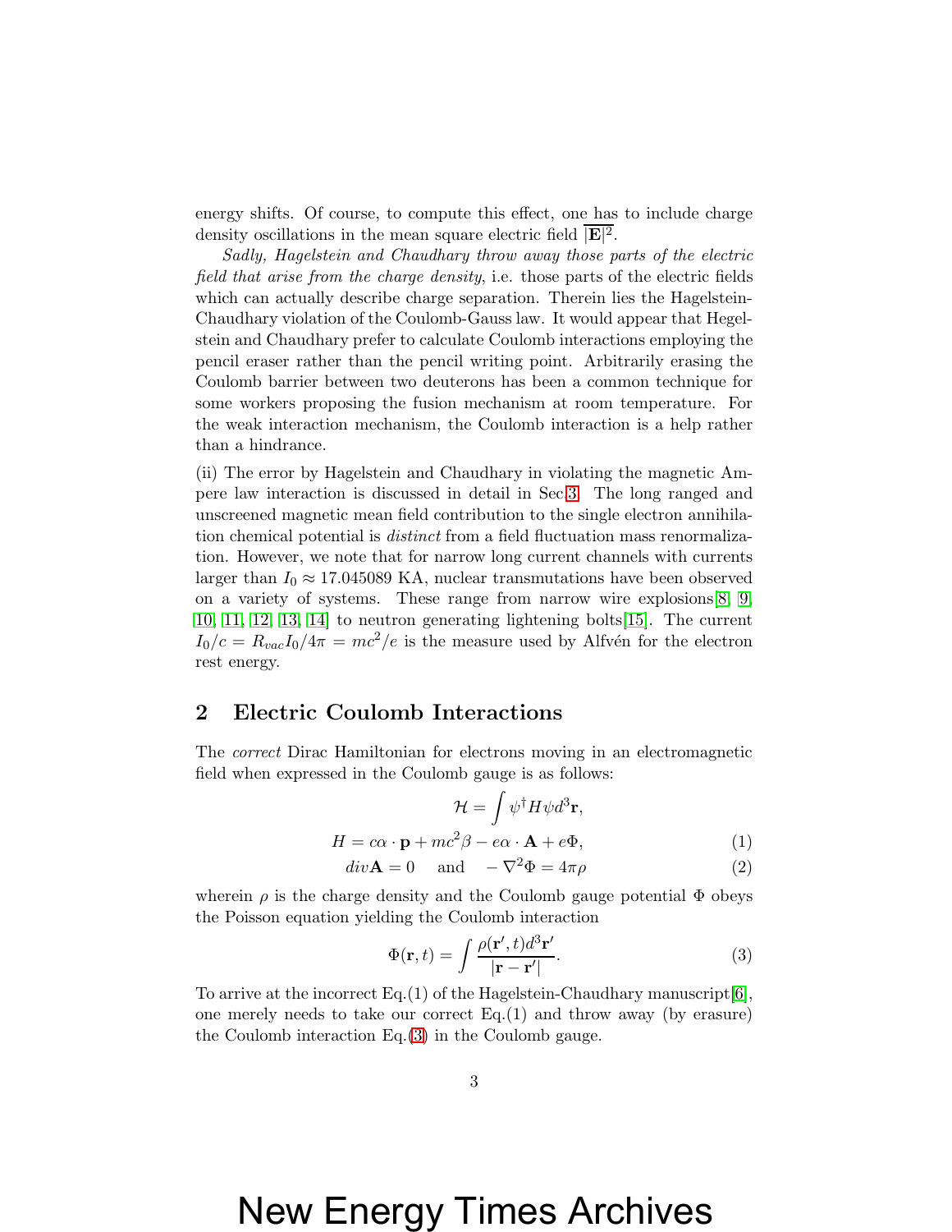energy shifts. Of course, to compute this effect, one has to include charge density oscillations in the mean square electric field $\overline{|\mathbf{E}|^2}$.

*Sadly, Hagelstein and Chaudhary throw away those parts of the electric field that arise from the charge density*, i.e. those parts of the electric fields which can actually describe charge separation. Therein lies the Hagelstein-Chaudhary violation of the Coulomb-Gauss law. It would appear that Hegelstein and Chaudhary prefer to calculate Coulomb interactions employing the pencil eraser rather than the pencil writing point. Arbitrarily erasing the Coulomb barrier between two deuterons has been a common technique for some workers proposing the fusion mechanism at room temperature. For the weak interaction mechanism, the Coulomb interaction is a help rather than a hindrance.

(ii) The error by Hagelstein and Chaudhary in violating the magnetic Ampere law interaction is discussed in detail in Sec.3. The long ranged and unscreened magnetic mean field contribution to the single electron annihilation chemical potential is *distinct* from a field fluctuation mass renormalization. However, we note that for narrow long current channels with currents larger than $I_0 \approx 17.045089$ KA, nuclear transmutations have been observed on a variety of systems. These range from narrow wire explosions[8, 9, 10, 11, 12, 13, 14] to neutron generating lightening bolts[15]. The current $I_0/c = R_{vac}I_0/4\pi = mc^2/e$ is the measure used by Alfvén for the electron rest energy.

## 2 Electric Coulomb Interactions

The *correct* Dirac Hamiltonian for electrons moving in an electromagnetic field when expressed in the Coulomb gauge is as follows:

$$\mathcal{H} = \int \psi^\dagger H \psi d^3\mathbf{r},$$

$$H = c\alpha \cdot \mathbf{p} + mc^2\beta - e\alpha \cdot \mathbf{A} + e\Phi, \tag{1}$$

$$div\mathbf{A} = 0 \quad \text{and} \quad -\nabla^2\Phi = 4\pi\rho \tag{2}$$

wherein $\rho$ is the charge density and the Coulomb gauge potential $\Phi$ obeys the Poisson equation yielding the Coulomb interaction

$$\Phi(\mathbf{r}, t) = \int \frac{\rho(\mathbf{r}', t)d^3\mathbf{r}'}{|\mathbf{r} - \mathbf{r}'|}. \tag{3}$$

To arrive at the incorrect Eq.(1) of the Hagelstein-Chaudhary manuscript[6], one merely needs to take our correct Eq.(1) and throw away (by erasure) the Coulomb interaction Eq.(3) in the Coulomb gauge.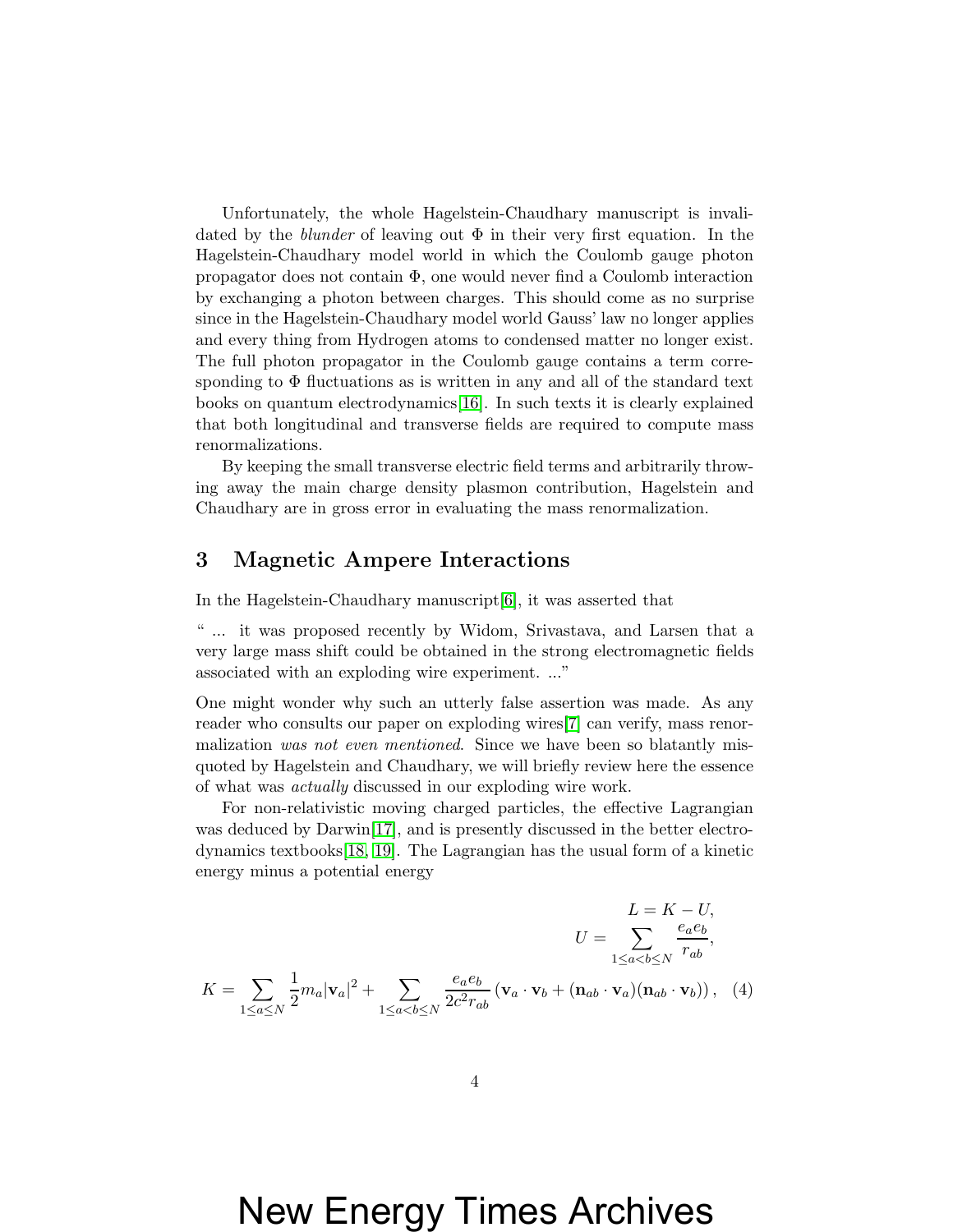Unfortunately, the whole Hagelstein-Chaudhary manuscript is invalidated by the *blunder* of leaving out $\Phi$ in their very first equation. In the Hagelstein-Chaudhary model world in which the Coulomb gauge photon propagator does not contain $\Phi$, one would never find a Coulomb interaction by exchanging a photon between charges. This should come as no surprise since in the Hagelstein-Chaudhary model world Gauss' law no longer applies and every thing from Hydrogen atoms to condensed matter no longer exist. The full photon propagator in the Coulomb gauge contains a term corresponding to $\Phi$ fluctuations as is written in any and all of the standard text books on quantum electrodynamics[16]. In such texts it is clearly explained that both longitudinal and transverse fields are required to compute mass renormalizations.

By keeping the small transverse electric field terms and arbitrarily throwing away the main charge density plasmon contribution, Hagelstein and Chaudhary are in gross error in evaluating the mass renormalization.

## 3 Magnetic Ampere Interactions

In the Hagelstein-Chaudhary manuscript[6], it was asserted that

" ... it was proposed recently by Widom, Srivastava, and Larsen that a very large mass shift could be obtained in the strong electromagnetic fields associated with an exploding wire experiment. ..."

One might wonder why such an utterly false assertion was made. As any reader who consults our paper on exploding wires[7] can verify, mass renormalization *was not even mentioned*. Since we have been so blatantly misquoted by Hagelstein and Chaudhary, we will briefly review here the essence of what was *actually* discussed in our exploding wire work.

For non-relativistic moving charged particles, the effective Lagrangian was deduced by Darwin[17], and is presently discussed in the better electrodynamics textbooks[18, 19]. The Lagrangian has the usual form of a kinetic energy minus a potential energy

$$
\begin{aligned}
L &= K - U, \\
U &= \sum_{1\le a<b\le N} \frac{e_a e_b}{r_{ab}}, \\
K &= \sum_{1\le a\le N} \frac{1}{2} m_a |\mathbf{v}_a|^2 + \sum_{1\le a<b\le N} \frac{e_a e_b}{2c^2 r_{ab}} \left(\mathbf{v}_a \cdot \mathbf{v}_b + (\mathbf{n}_{ab}\cdot\mathbf{v}_a)(\mathbf{n}_{ab}\cdot\mathbf{v}_b)\right),
\end{aligned}
\tag{4}
$$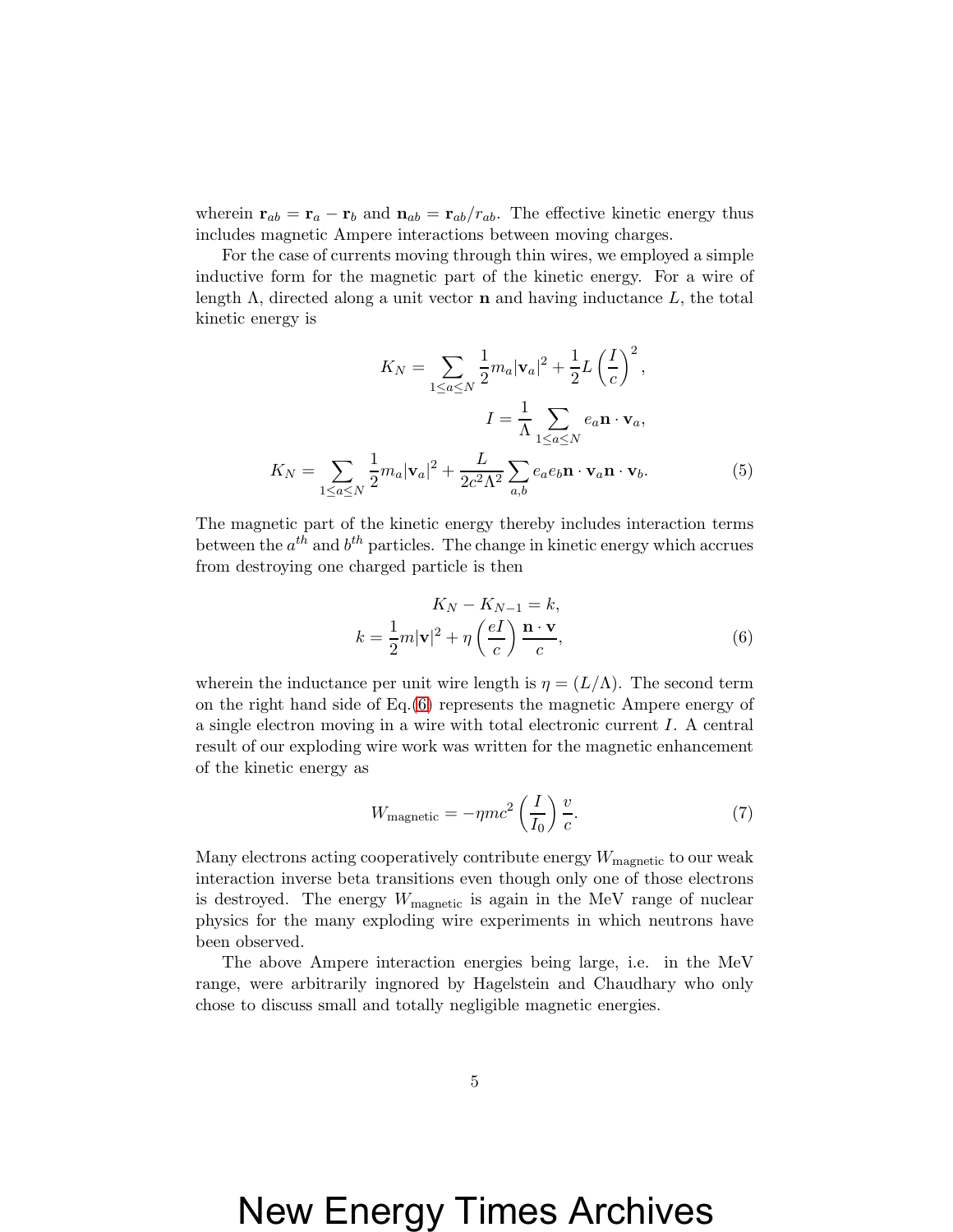wherein $\mathbf{r}_{ab} = \mathbf{r}_a - \mathbf{r}_b$ and $\mathbf{n}_{ab} = \mathbf{r}_{ab}/r_{ab}$. The effective kinetic energy thus includes magnetic Ampere interactions between moving charges.

For the case of currents moving through thin wires, we employed a simple inductive form for the magnetic part of the kinetic energy. For a wire of length $\Lambda$, directed along a unit vector $\mathbf{n}$ and having inductance $L$, the total kinetic energy is

$$K_N = \sum_{1 \leq a \leq N} \frac{1}{2} m_a |\mathbf{v}_a|^2 + \frac{1}{2} L \left( \frac{I}{c} \right)^2 ,$$

$$I = \frac{1}{\Lambda} \sum_{1 \leq a \leq N} e_a \mathbf{n} \cdot \mathbf{v}_a ,$$

$$K_N = \sum_{1 \leq a \leq N} \frac{1}{2} m_a |\mathbf{v}_a|^2 + \frac{L}{2c^2 \Lambda^2} \sum_{a,b} e_a e_b \mathbf{n} \cdot \mathbf{v}_a \mathbf{n} \cdot \mathbf{v}_b . \quad (5)$$

The magnetic part of the kinetic energy thereby includes interaction terms between the $a^{th}$ and $b^{th}$ particles. The change in kinetic energy which accrues from destroying one charged particle is then

$$K_N - K_{N-1} = k,$$
$$k = \frac{1}{2} m |\mathbf{v}|^2 + \eta \left( \frac{eI}{c} \right) \frac{\mathbf{n} \cdot \mathbf{v}}{c}, \quad (6)$$

wherein the inductance per unit wire length is $\eta = (L/\Lambda)$. The second term on the right hand side of Eq.(6) represents the magnetic Ampere energy of a single electron moving in a wire with total electronic current $I$. A central result of our exploding wire work was written for the magnetic enhancement of the kinetic energy as

$$W_{\text{magnetic}} = -\eta m c^2 \left( \frac{I}{I_0} \right) \frac{v}{c}. \quad (7)$$

Many electrons acting cooperatively contribute energy $W_{\text{magnetic}}$ to our weak interaction inverse beta transitions even though only one of those electrons is destroyed. The energy $W_{\text{magnetic}}$ is again in the MeV range of nuclear physics for the many exploding wire experiments in which neutrons have been observed.

The above Ampere interaction energies being large, i.e. in the MeV range, were arbitrarily ingnored by Hagelstein and Chaudhary who only chose to discuss small and totally negligible magnetic energies.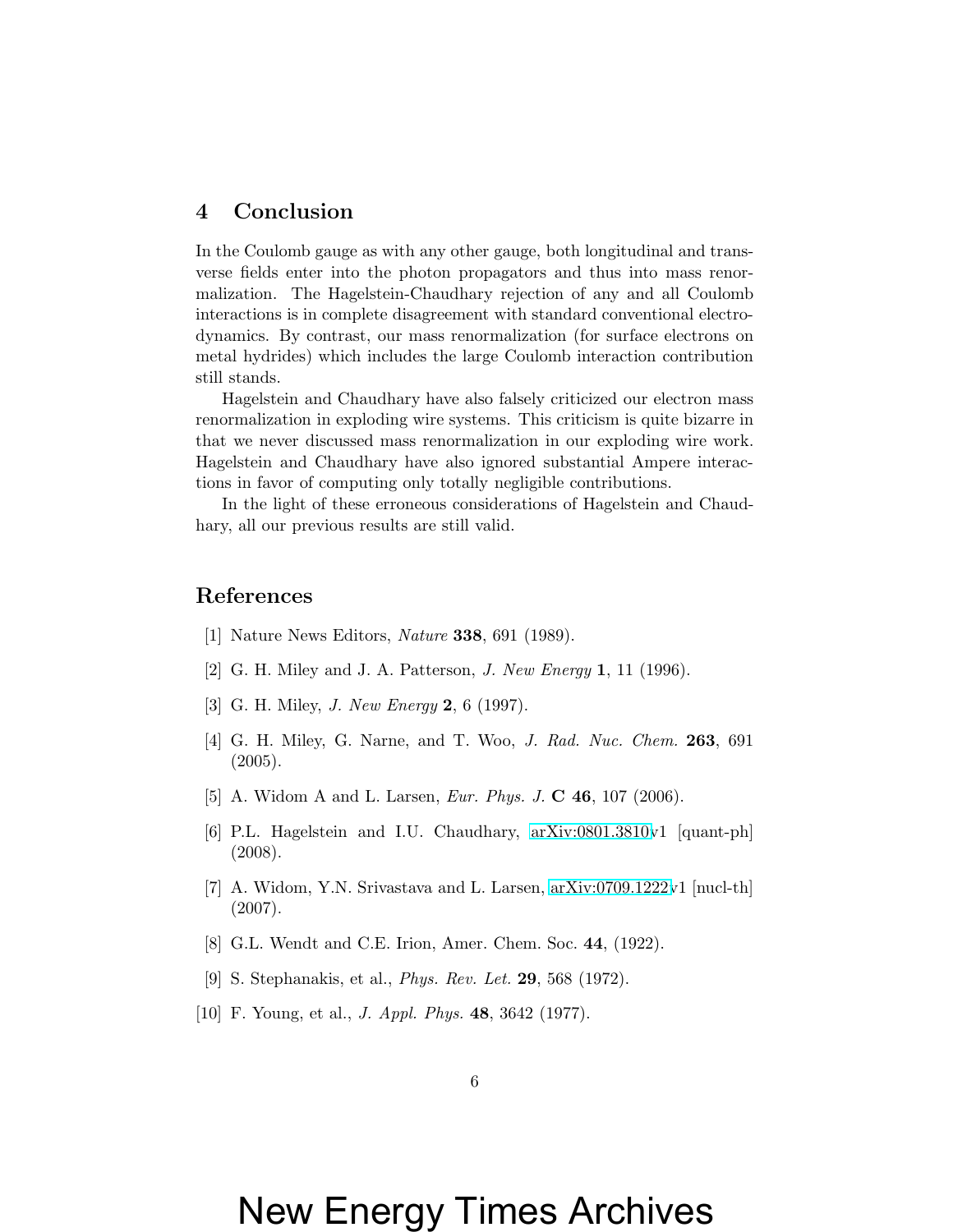## 4 Conclusion

In the Coulomb gauge as with any other gauge, both longitudinal and transverse fields enter into the photon propagators and thus into mass renormalization. The Hagelstein-Chaudhary rejection of any and all Coulomb interactions is in complete disagreement with standard conventional electrodynamics. By contrast, our mass renormalization (for surface electrons on metal hydrides) which includes the large Coulomb interaction contribution still stands.

Hagelstein and Chaudhary have also falsely criticized our electron mass renormalization in exploding wire systems. This criticism is quite bizarre in that we never discussed mass renormalization in our exploding wire work. Hagelstein and Chaudhary have also ignored substantial Ampere interactions in favor of computing only totally negligible contributions.

In the light of these erroneous considerations of Hagelstein and Chaudhary, all our previous results are still valid.

## References

[1] Nature News Editors, *Nature* **338**, 691 (1989).

[2] G. H. Miley and J. A. Patterson, *J. New Energy* **1**, 11 (1996).

[3] G. H. Miley, *J. New Energy* **2**, 6 (1997).

[4] G. H. Miley, G. Narne, and T. Woo, *J. Rad. Nuc. Chem.* **263**, 691 (2005).

[5] A. Widom A and L. Larsen, *Eur. Phys. J.* **C 46**, 107 (2006).

[6] P.L. Hagelstein and I.U. Chaudhary, arXiv:0801.3810v1 [quant-ph] (2008).

[7] A. Widom, Y.N. Srivastava and L. Larsen, arXiv:0709.1222v1 [nucl-th] (2007).

[8] G.L. Wendt and C.E. Irion, Amer. Chem. Soc. **44**, (1922).

[9] S. Stephanakis, et al., *Phys. Rev. Let.* **29**, 568 (1972).

[10] F. Young, et al., *J. Appl. Phys.* **48**, 3642 (1977).

New Energy Times Archives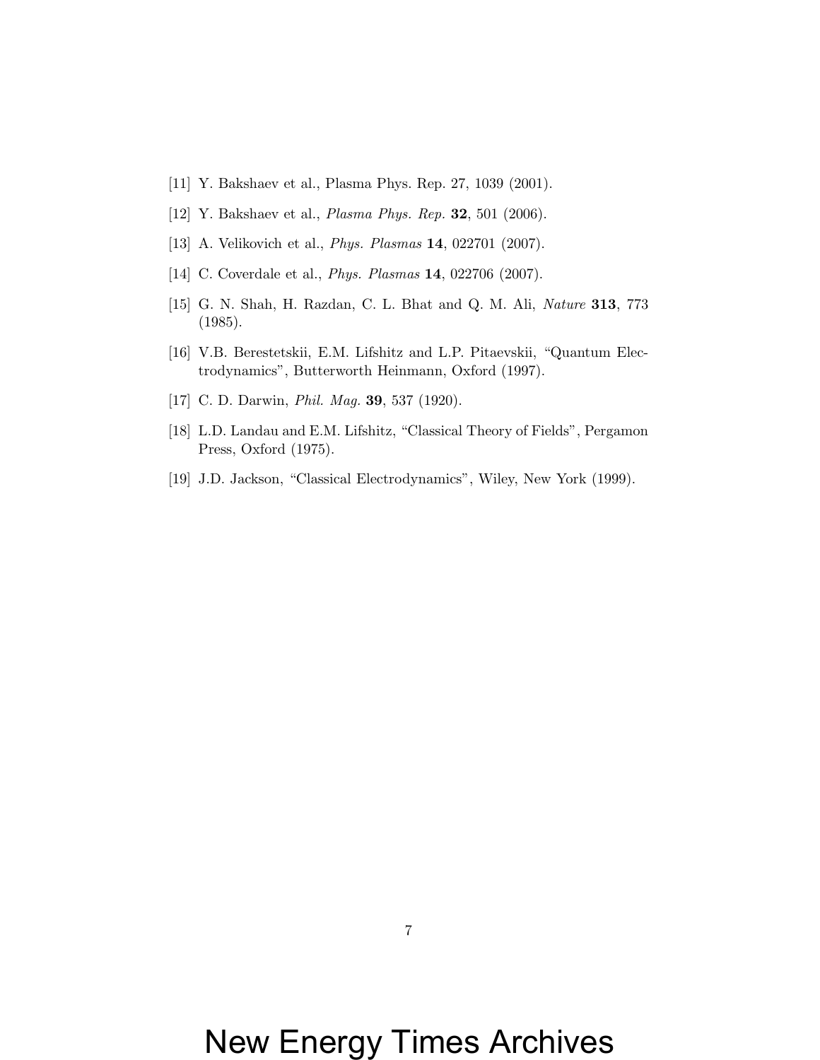[11] Y. Bakshaev et al., Plasma Phys. Rep. 27, 1039 (2001).

[12] Y. Bakshaev et al., *Plasma Phys. Rep.* **32**, 501 (2006).

[13] A. Velikovich et al., *Phys. Plasmas* **14**, 022701 (2007).

[14] C. Coverdale et al., *Phys. Plasmas* **14**, 022706 (2007).

[15] G. N. Shah, H. Razdan, C. L. Bhat and Q. M. Ali, *Nature* **313**, 773 (1985).

[16] V.B. Berestetskii, E.M. Lifshitz and L.P. Pitaevskii, "Quantum Electrodynamics", Butterworth Heinmann, Oxford (1997).

[17] C. D. Darwin, *Phil. Mag.* **39**, 537 (1920).

[18] L.D. Landau and E.M. Lifshitz, "Classical Theory of Fields", Pergamon Press, Oxford (1975).

[19] J.D. Jackson, "Classical Electrodynamics", Wiley, New York (1999).

New Energy Times Archives